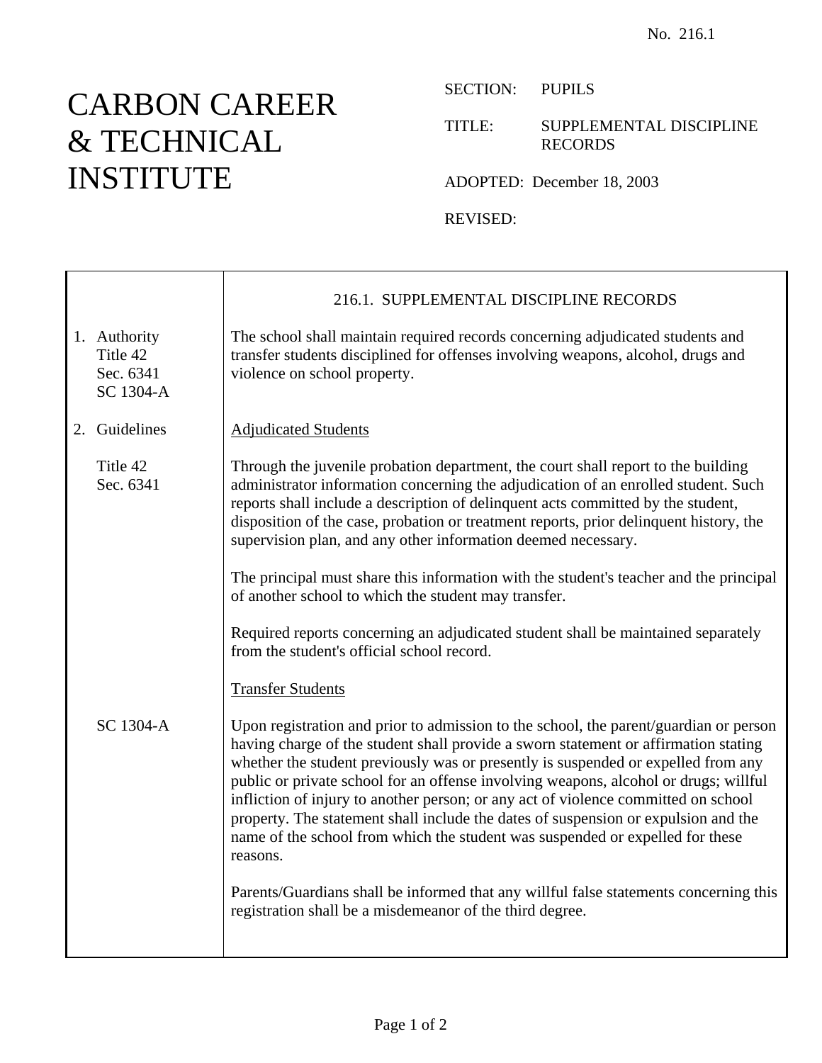No. 216.1

# CARBON CAREER & TECHNICAL INSTITUTE

SECTION: PUPILS

TITLE: SUPPLEMENTAL DISCIPLINE RECORDS

ADOPTED: December 18, 2003

REVISED:

## 216.1. SUPPLEMENTAL DISCIPLINE RECORDS

**1. Authority**

Title 42 Sec. 6341
SC 1304-A

The school shall maintain required records concerning adjudicated students and transfer students disciplined for offenses involving weapons, alcohol, drugs and violence on school property.

**2. Guidelines**

<u>Adjudicated Students</u>

Title 42 Sec. 6341

Through the juvenile probation department, the court shall report to the building administrator information concerning the adjudication of an enrolled student. Such reports shall include a description of delinquent acts committed by the student, disposition of the case, probation or treatment reports, prior delinquent history, the supervision plan, and any other information deemed necessary.

The principal must share this information with the student's teacher and the principal of another school to which the student may transfer.

Required reports concerning an adjudicated student shall be maintained separately from the student's official school record.

<u>Transfer Students</u>

SC 1304-A

Upon registration and prior to admission to the school, the parent/guardian or person having charge of the student shall provide a sworn statement or affirmation stating whether the student previously was or presently is suspended or expelled from any public or private school for an offense involving weapons, alcohol or drugs; willful infliction of injury to another person; or any act of violence committed on school property. The statement shall include the dates of suspension or expulsion and the name of the school from which the student was suspended or expelled for these reasons.

Parents/Guardians shall be informed that any willful false statements concerning this registration shall be a misdemeanor of the third degree.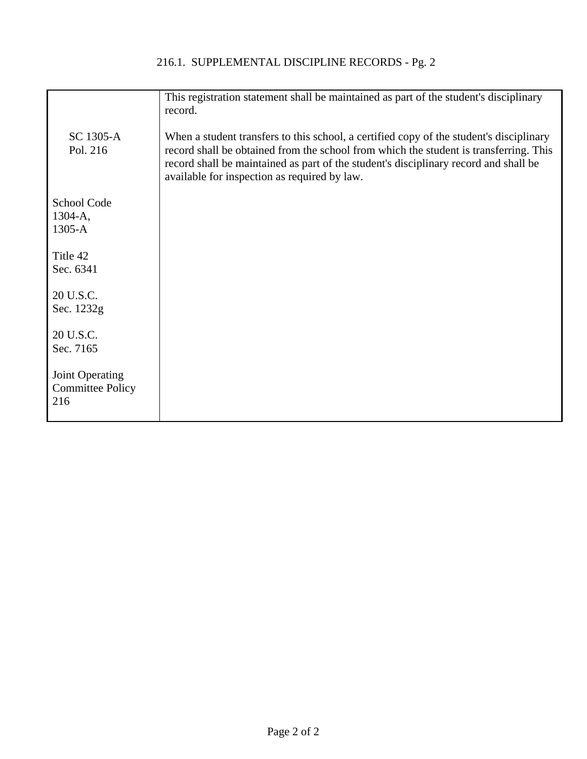| | |
|---|---|
| | This registration statement shall be maintained as part of the student's disciplinary record. |
| SC 1305-A<br>Pol. 216 | When a student transfers to this school, a certified copy of the student's disciplinary record shall be obtained from the school from which the student is transferring. This record shall be maintained as part of the student's disciplinary record and shall be available for inspection as required by law. |
| School Code<br>1304-A,<br>1305-A<br><br>Title 42<br>Sec. 6341<br><br>20 U.S.C.<br>Sec. 1232g<br><br>20 U.S.C.<br>Sec. 7165<br><br>Joint Operating<br>Committee Policy<br>216 | |